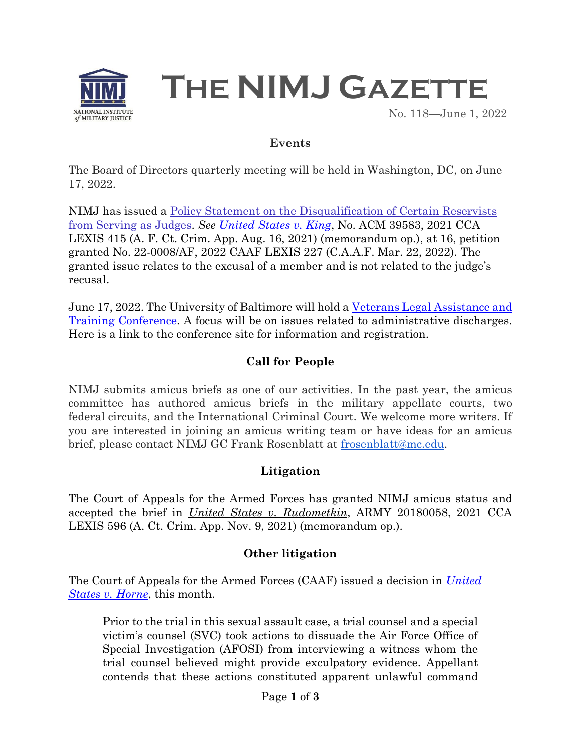# The NIMJ Gazette

No. 118—June 1, 2022

## Events

The Board of Directors quarterly meeting will be held in Washington, DC, on June 17, 2022.

NIMJ has issued a Policy Statement on the Disqualification of Certain Reservists from Serving as Judges. *See United States v. King*, No. ACM 39583, 2021 CCA LEXIS 415 (A. F. Ct. Crim. App. Aug. 16, 2021) (memorandum op.), at 16, petition granted No. 22-0008/AF, 2022 CAAF LEXIS 227 (C.A.A.F. Mar. 22, 2022). The granted issue relates to the excusal of a member and is not related to the judge's recusal.

June 17, 2022. The University of Baltimore will hold a Veterans Legal Assistance and Training Conference. A focus will be on issues related to administrative discharges. Here is a link to the conference site for information and registration.

## Call for People

NIMJ submits amicus briefs as one of our activities. In the past year, the amicus committee has authored amicus briefs in the military appellate courts, two federal circuits, and the International Criminal Court. We welcome more writers. If you are interested in joining an amicus writing team or have ideas for an amicus brief, please contact NIMJ GC Frank Rosenblatt at frosenblatt@mc.edu.

## Litigation

The Court of Appeals for the Armed Forces has granted NIMJ amicus status and accepted the brief in *United States v. Rudometkin*, ARMY 20180058, 2021 CCA LEXIS 596 (A. Ct. Crim. App. Nov. 9, 2021) (memorandum op.).

## Other litigation

The Court of Appeals for the Armed Forces (CAAF) issued a decision in *United States v. Horne*, this month.

> Prior to the trial in this sexual assault case, a trial counsel and a special victim's counsel (SVC) took actions to dissuade the Air Force Office of Special Investigation (AFOSI) from interviewing a witness whom the trial counsel believed might provide exculpatory evidence. Appellant contends that these actions constituted apparent unlawful command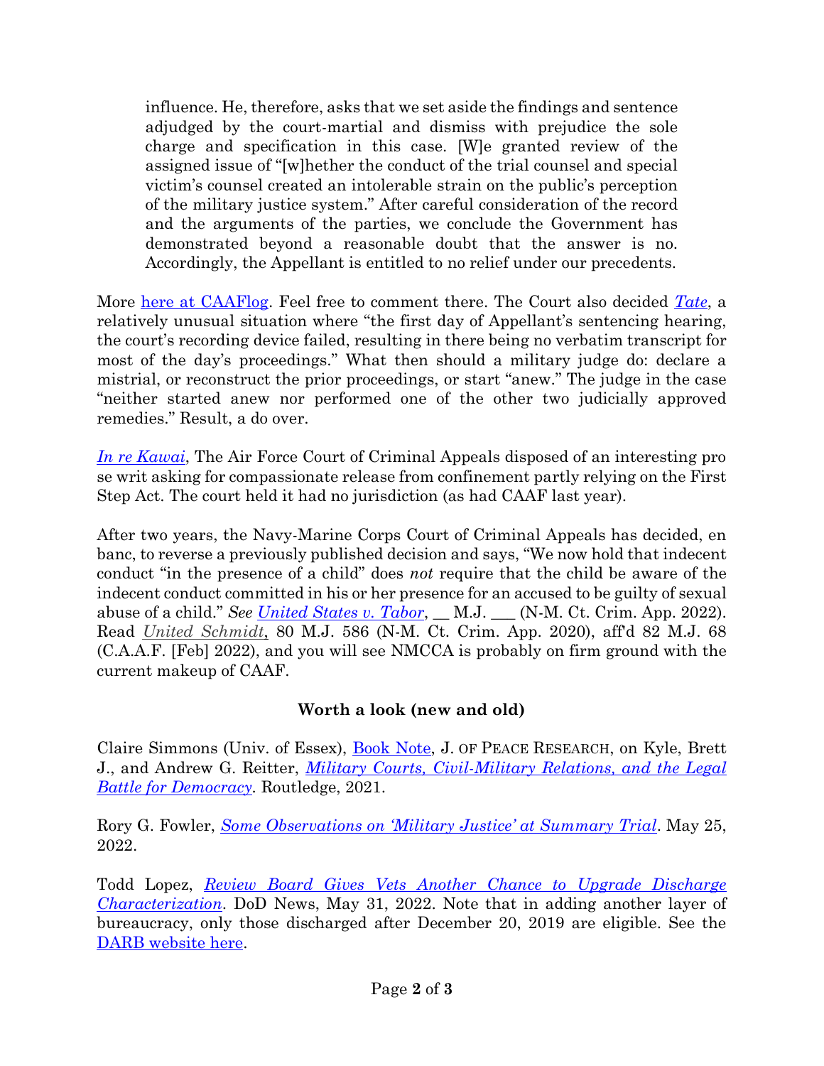> influence. He, therefore, asks that we set aside the findings and sentence adjudged by the court-martial and dismiss with prejudice the sole charge and specification in this case. [W]e granted review of the assigned issue of "[w]hether the conduct of the trial counsel and special victim's counsel created an intolerable strain on the public's perception of the military justice system." After careful consideration of the record and the arguments of the parties, we conclude the Government has demonstrated beyond a reasonable doubt that the answer is no. Accordingly, the Appellant is entitled to no relief under our precedents.

More [here at CAAFlog](). Feel free to comment there. The Court also decided *[Tate]()*, a relatively unusual situation where "the first day of Appellant's sentencing hearing, the court's recording device failed, resulting in there being no verbatim transcript for most of the day's proceedings." What then should a military judge do: declare a mistrial, or reconstruct the prior proceedings, or start "anew." The judge in the case "neither started anew nor performed one of the other two judicially approved remedies." Result, a do over.

*[In re Kawai]()*, The Air Force Court of Criminal Appeals disposed of an interesting pro se writ asking for compassionate release from confinement partly relying on the First Step Act. The court held it had no jurisdiction (as had CAAF last year).

After two years, the Navy-Marine Corps Court of Criminal Appeals has decided, en banc, to reverse a previously published decision and says, "We now hold that indecent conduct "in the presence of a child" does *not* require that the child be aware of the indecent conduct committed in his or her presence for an accused to be guilty of sexual abuse of a child." *See* [United States v. Tabor](), __ M.J. ___ (N-M. Ct. Crim. App. 2022). Read *[United Schmidt]()*, 80 M.J. 586 (N-M. Ct. Crim. App. 2020), aff'd 82 M.J. 68 (C.A.A.F. [Feb] 2022), and you will see NMCCA is probably on firm ground with the current makeup of CAAF.

**Worth a look (new and old)**

Claire Simmons (Univ. of Essex), [Book Note](), J. OF PEACE RESEARCH, on Kyle, Brett J., and Andrew G. Reitter, *[Military Courts, Civil-Military Relations, and the Legal Battle for Democracy]()*. Routledge, 2021.

Rory G. Fowler, *[Some Observations on 'Military Justice' at Summary Trial]()*. May 25, 2022.

Todd Lopez, *[Review Board Gives Vets Another Chance to Upgrade Discharge Characterization]()*. DoD News, May 31, 2022. Note that in adding another layer of bureaucracy, only those discharged after December 20, 2019 are eligible. See the [DARB website here]().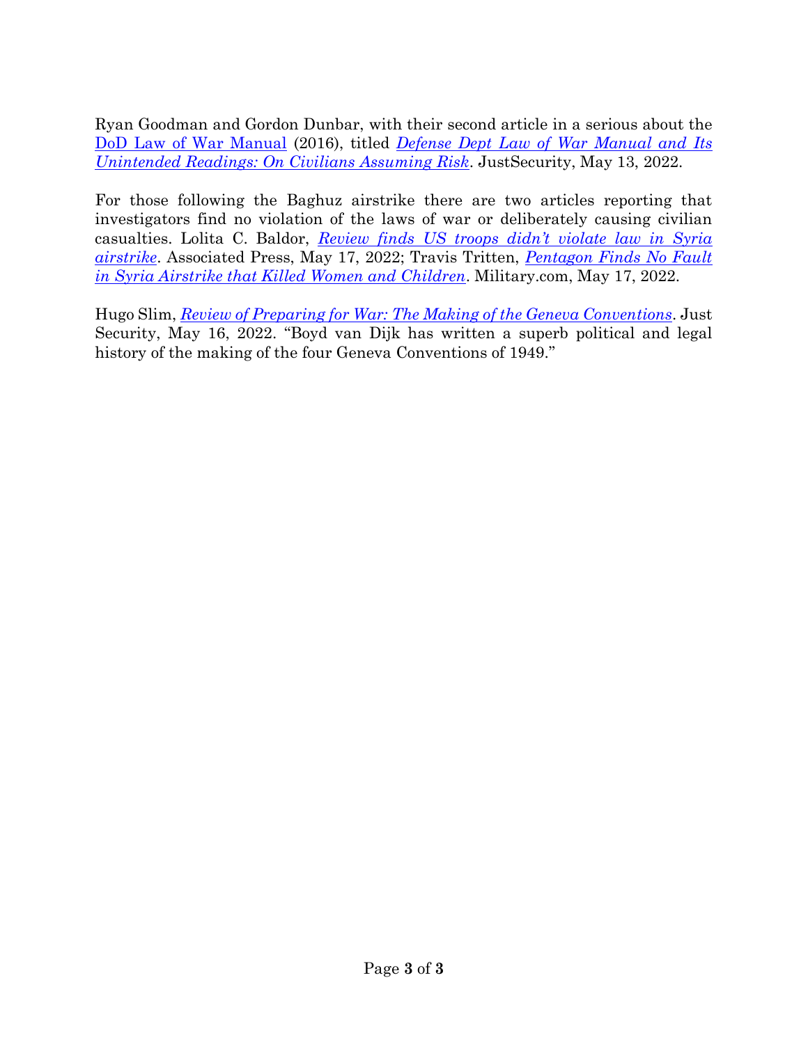Ryan Goodman and Gordon Dunbar, with their second article in a serious about the [DoD Law of War Manual](#) (2016), titled [*Defense Dept Law of War Manual and Its Unintended Readings: On Civilians Assuming Risk*](#). JustSecurity, May 13, 2022.

For those following the Baghuz airstrike there are two articles reporting that investigators find no violation of the laws of war or deliberately causing civilian casualties. Lolita C. Baldor, [*Review finds US troops didn't violate law in Syria airstrike*](#). Associated Press, May 17, 2022; Travis Tritten, [*Pentagon Finds No Fault in Syria Airstrike that Killed Women and Children*](#). Military.com, May 17, 2022.

Hugo Slim, [*Review of Preparing for War: The Making of the Geneva Conventions*](#). Just Security, May 16, 2022. "Boyd van Dijk has written a superb political and legal history of the making of the four Geneva Conventions of 1949."